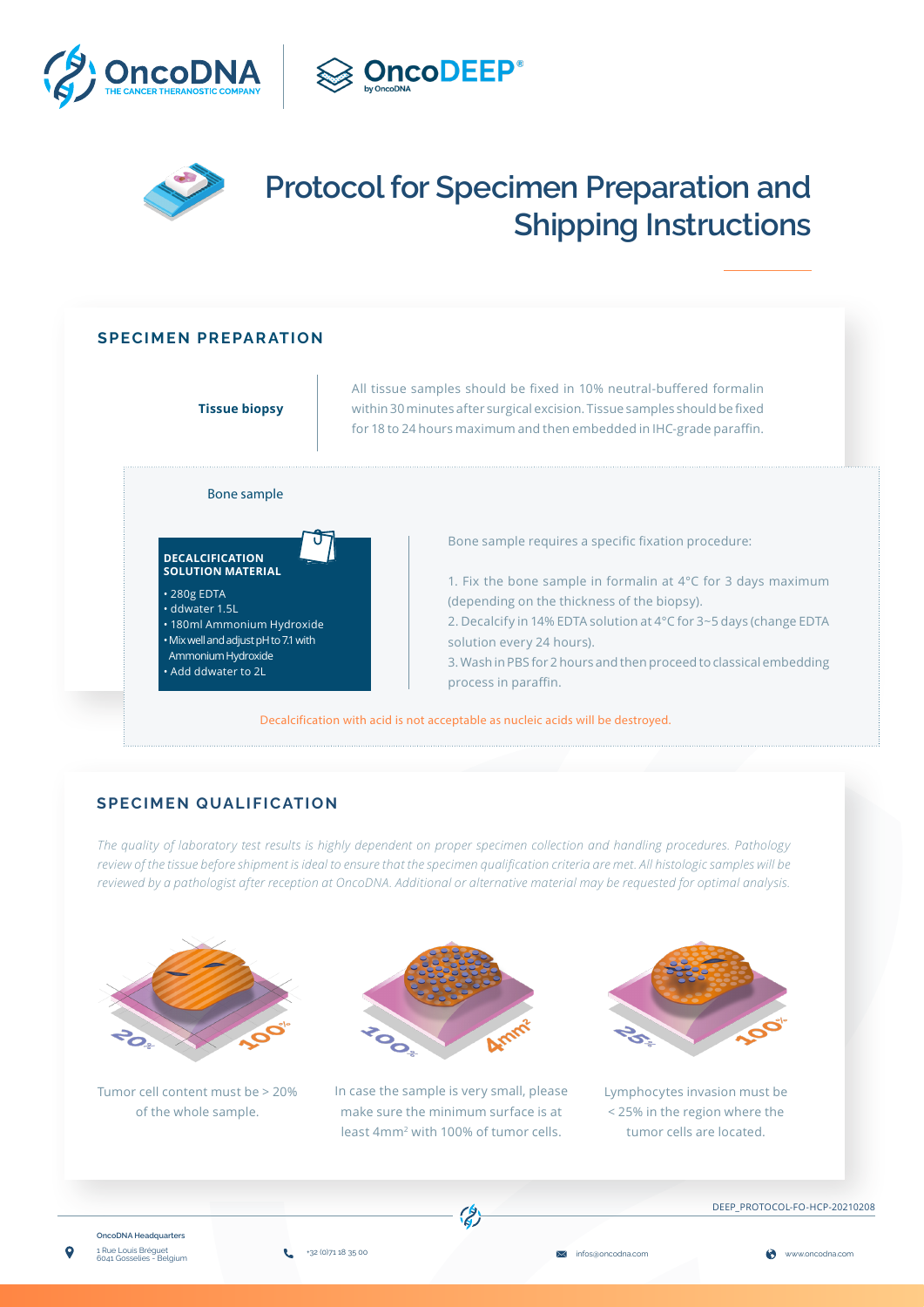# Protocol for Specimen Preparation and Shipping Instructions

## SPECIMEN PREPARATION

**Tissue biopsy**

All tissue samples should be fixed in 10% neutral-buffered formalin within 30 minutes after surgical excision. Tissue samples should be fixed for 18 to 24 hours maximum and then embedded in IHC-grade paraffin.

### Bone sample

**DECALCIFICATION SOLUTION MATERIAL**

- 280g EDTA
- ddwater 1.5L
- 180ml Ammonium Hydroxide
- Mix well and adjust pH to 7.1 with Ammonium Hydroxide
- Add ddwater to 2L

Bone sample requires a specific fixation procedure:

1. Fix the bone sample in formalin at 4°C for 3 days maximum (depending on the thickness of the biopsy).
2. Decalcify in 14% EDTA solution at 4°C for 3~5 days (change EDTA solution every 24 hours).
3. Wash in PBS for 2 hours and then proceed to classical embedding process in paraffin.

Decalcification with acid is not acceptable as nucleic acids will be destroyed.

## SPECIMEN QUALIFICATION

*The quality of laboratory test results is highly dependent on proper specimen collection and handling procedures. Pathology review of the tissue before shipment is ideal to ensure that the specimen qualification criteria are met. All histologic samples will be reviewed by a pathologist after reception at OncoDNA. Additional or alternative material may be requested for optimal analysis.*

Tumor cell content must be > 20% of the whole sample.

In case the sample is very small, please make sure the minimum surface is at least $4mm^2$ with 100% of tumor cells.

Lymphocytes invasion must be < 25% in the region where the tumor cells are located.

DEEP_PROTOCOL-FO-HCP-20210208

**OncoDNA Headquarters**
1 Rue Louis Bréguet
6041 Gosselies - Belgium

+32 (0)71 18 35 00

infos@oncodna.com

www.oncodna.com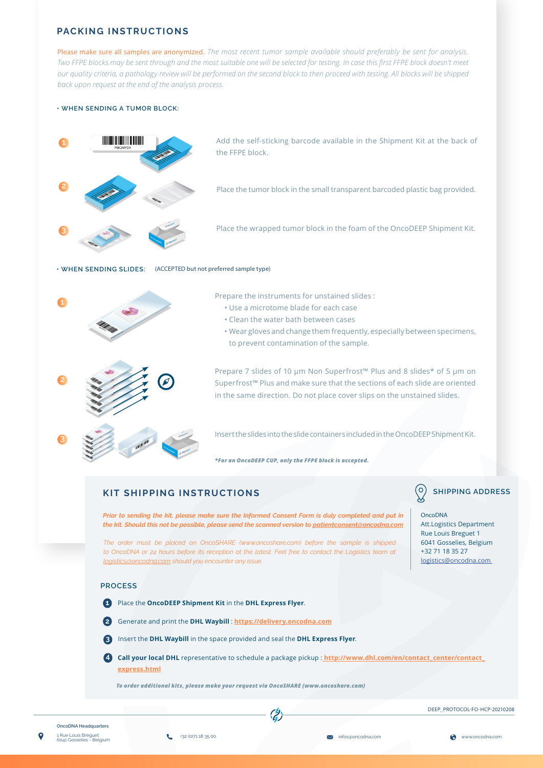## PACKING INSTRUCTIONS

Please make sure all samples are anonymized. *The most recent tumor sample available should preferably be sent for analysis. Two FFPE blocks may be sent through and the most suitable one will be selected for testing. In case this first FFPE block doesn't meet our quality criteria, a pathology review will be performed on the second block to then proceed with testing. All blocks will be shipped back upon request at the end of the analysis process.*

### • WHEN SENDING A TUMOR BLOCK:

1. Add the self-sticking barcode available in the Shipment Kit at the back of the FFPE block.
2. Place the tumor block in the small transparent barcoded plastic bag provided.
3. Place the wrapped tumor block in the foam of the OncoDEEP Shipment Kit.

### • WHEN SENDING SLIDES: (ACCEPTED but not preferred sample type)

1. Prepare the instruments for unstained slides :
   - Use a microtome blade for each case
   - Clean the water bath between cases
   - Wear gloves and change them frequently, especially between specimens, to prevent contamination of the sample.
2. Prepare 7 slides of 10 µm Non Superfrost™ Plus and 8 slides* of 5 µm on Superfrost™ Plus and make sure that the sections of each slide are oriented in the same direction. Do not place cover slips on the unstained slides.
3. Insert the slides into the slide containers included in the OncoDEEP Shipment Kit.

***For an OncoDEEP CUP, only the FFPE block is accepted.***

## KIT SHIPPING INSTRUCTIONS

***Prior to sending the kit, please make sure the Informed Consent Form is duly completed and put in the kit. Should this not be possible, please send the scanned version to patientconsent@oncodna.com***

*The order must be placed on OncoSHARE (www.oncoshare.com) before the sample is shipped to OncoDNA or 24 hours before its reception at the latest. Feel free to contact the Logistics team at logistics@oncodna.com should you encounter any issue.*

### SHIPPING ADDRESS

OncoDNA
Att.Logistics Department
Rue Louis Breguet 1
6041 Gosselies, Belgium
+32 71 18 35 27
logistics@oncodna.com

### PROCESS

1. Place the **OncoDEEP Shipment Kit** in the **DHL Express Flyer**.
2. Generate and print the **DHL Waybill** : **https://delivery.oncodna.com**
3. Insert the **DHL Waybill** in the space provided and seal the **DHL Express Flyer**.
4. **Call your local DHL** representative to schedule a package pickup : **http://www.dhl.com/en/contact_center/contact_express.html**

***To order additional kits, please make your request via OncoSHARE (www.oncoshare.com)***

DEEP_PROTOCOL-FO-HCP-20210208

**OncoDNA Headquarters**
1 Rue Louis Bréguet
6041 Gosselies - Belgium

+32 (0)71 18 35 00

infos@oncodna.com

www.oncodna.com